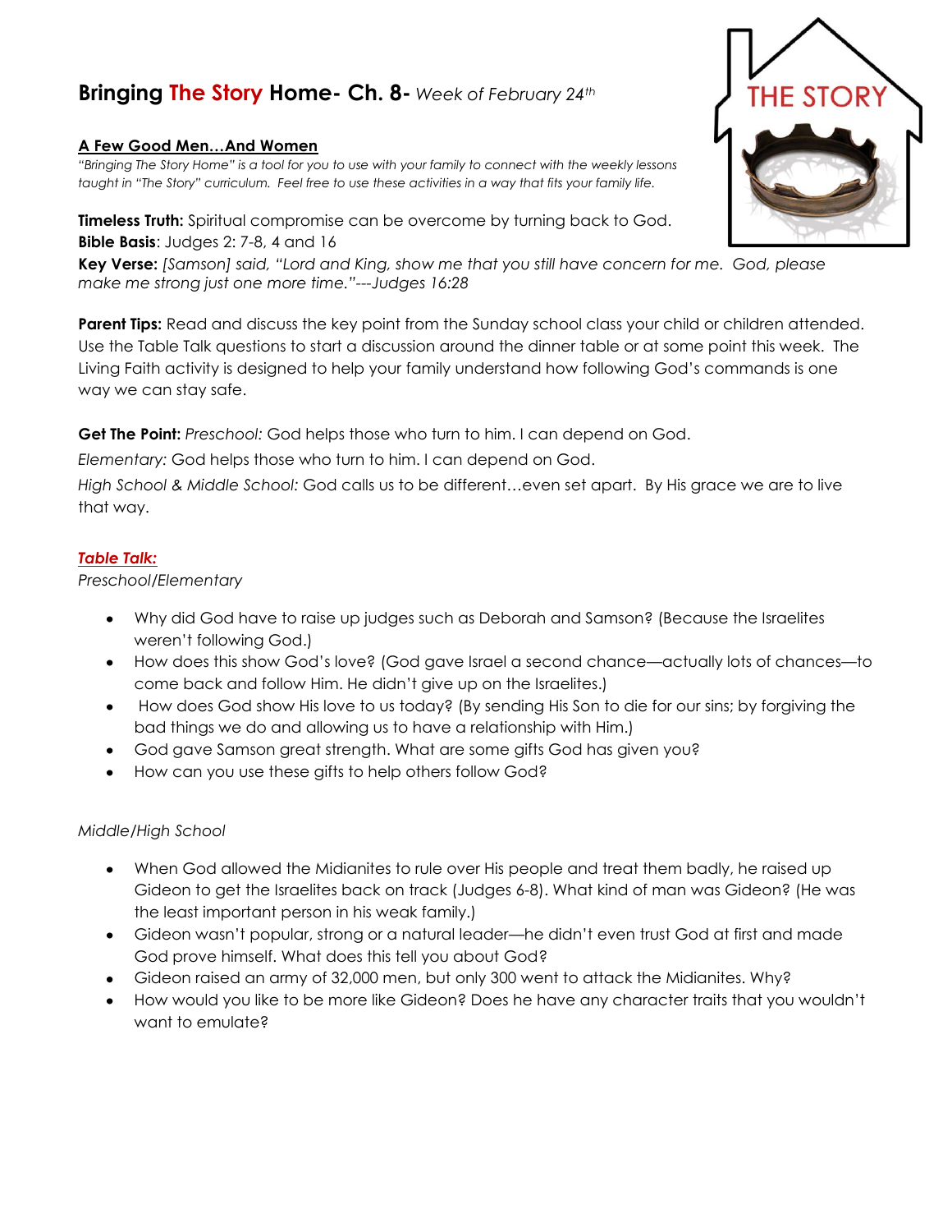# Bringing The Story Home- Ch. 8- *Week of February 24th*

**A Few Good Men…And Women**

*"Bringing The Story Home" is a tool for you to use with your family to connect with the weekly lessons taught in "The Story" curriculum. Feel free to use these activities in a way that fits your family life.*

**Timeless Truth:** Spiritual compromise can be overcome by turning back to God.
**Bible Basis**: Judges 2: 7-8, 4 and 16
**Key Verse:** *[Samson] said, "Lord and King, show me that you still have concern for me. God, please make me strong just one more time."---Judges 16:28*

**Parent Tips:** Read and discuss the key point from the Sunday school class your child or children attended. Use the Table Talk questions to start a discussion around the dinner table or at some point this week. The Living Faith activity is designed to help your family understand how following God's commands is one way we can stay safe.

**Get The Point:** *Preschool:* God helps those who turn to him. I can depend on God.

*Elementary:* God helps those who turn to him. I can depend on God.

*High School & Middle School:* God calls us to be different…even set apart. By His grace we are to live that way.

## *Table Talk:*

*Preschool/Elementary*

- Why did God have to raise up judges such as Deborah and Samson? (Because the Israelites weren't following God.)
- How does this show God's love? (God gave Israel a second chance—actually lots of chances—to come back and follow Him. He didn't give up on the Israelites.)
- How does God show His love to us today? (By sending His Son to die for our sins; by forgiving the bad things we do and allowing us to have a relationship with Him.)
- God gave Samson great strength. What are some gifts God has given you?
- How can you use these gifts to help others follow God?

*Middle/High School*

- When God allowed the Midianites to rule over His people and treat them badly, he raised up Gideon to get the Israelites back on track (Judges 6-8). What kind of man was Gideon? (He was the least important person in his weak family.)
- Gideon wasn't popular, strong or a natural leader—he didn't even trust God at first and made God prove himself. What does this tell you about God?
- Gideon raised an army of 32,000 men, but only 300 went to attack the Midianites. Why?
- How would you like to be more like Gideon? Does he have any character traits that you wouldn't want to emulate?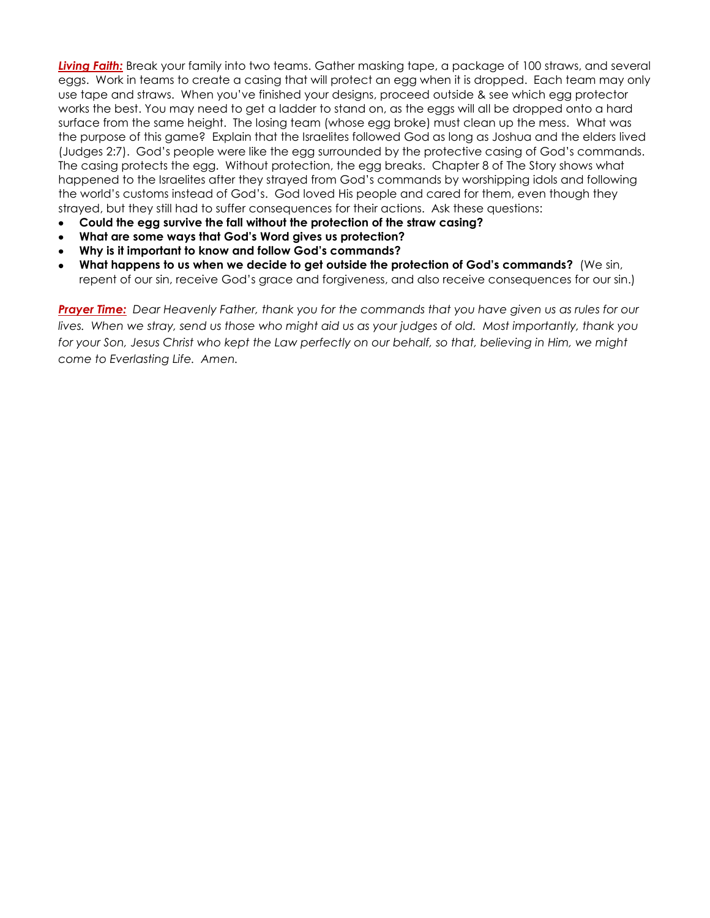***Living Faith:*** Break your family into two teams. Gather masking tape, a package of 100 straws, and several eggs. Work in teams to create a casing that will protect an egg when it is dropped. Each team may only use tape and straws. When you've finished your designs, proceed outside & see which egg protector works the best. You may need to get a ladder to stand on, as the eggs will all be dropped onto a hard surface from the same height. The losing team (whose egg broke) must clean up the mess. What was the purpose of this game? Explain that the Israelites followed God as long as Joshua and the elders lived (Judges 2:7). God's people were like the egg surrounded by the protective casing of God's commands. The casing protects the egg. Without protection, the egg breaks. Chapter 8 of The Story shows what happened to the Israelites after they strayed from God's commands by worshipping idols and following the world's customs instead of God's. God loved His people and cared for them, even though they strayed, but they still had to suffer consequences for their actions. Ask these questions:

- **Could the egg survive the fall without the protection of the straw casing?**
- **What are some ways that God's Word gives us protection?**
- **Why is it important to know and follow God's commands?**
- **What happens to us when we decide to get outside the protection of God's commands?** (We sin, repent of our sin, receive God's grace and forgiveness, and also receive consequences for our sin.)

***Prayer Time:*** *Dear Heavenly Father, thank you for the commands that you have given us as rules for our lives. When we stray, send us those who might aid us as your judges of old. Most importantly, thank you for your Son, Jesus Christ who kept the Law perfectly on our behalf, so that, believing in Him, we might come to Everlasting Life. Amen.*